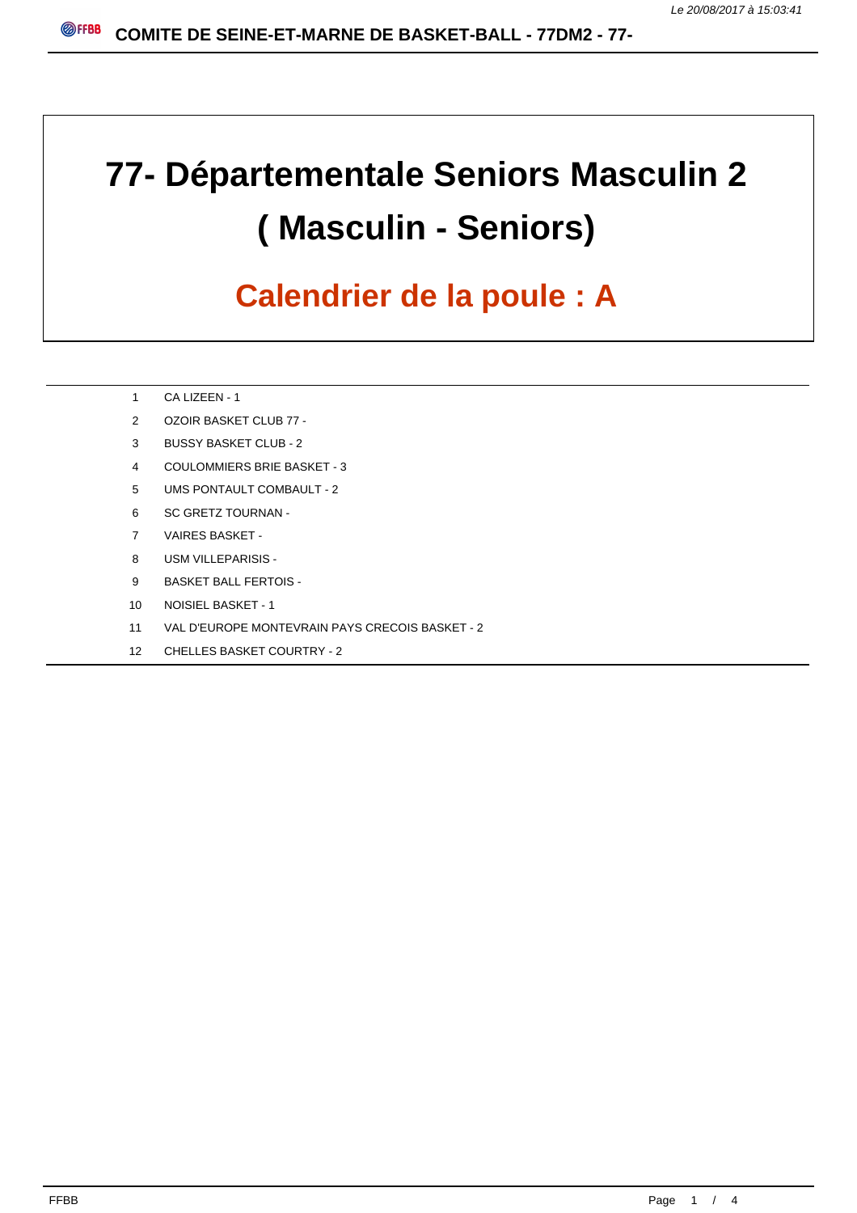# 77- Départementale Seniors Masculin 2
# ( Masculin - Seniors)

## Calendrier de la poule : A

| | |
|---|---|
| 1 | CA LIZEEN - 1 |
| 2 | OZOIR BASKET CLUB 77 - |
| 3 | BUSSY BASKET CLUB - 2 |
| 4 | COULOMMIERS BRIE BASKET - 3 |
| 5 | UMS PONTAULT COMBAULT - 2 |
| 6 | SC GRETZ TOURNAN - |
| 7 | VAIRES BASKET - |
| 8 | USM VILLEPARISIS - |
| 9 | BASKET BALL FERTOIS - |
| 10 | NOISIEL BASKET - 1 |
| 11 | VAL D'EUROPE MONTEVRAIN PAYS CRECOIS BASKET - 2 |
| 12 | CHELLES BASKET COURTRY - 2 |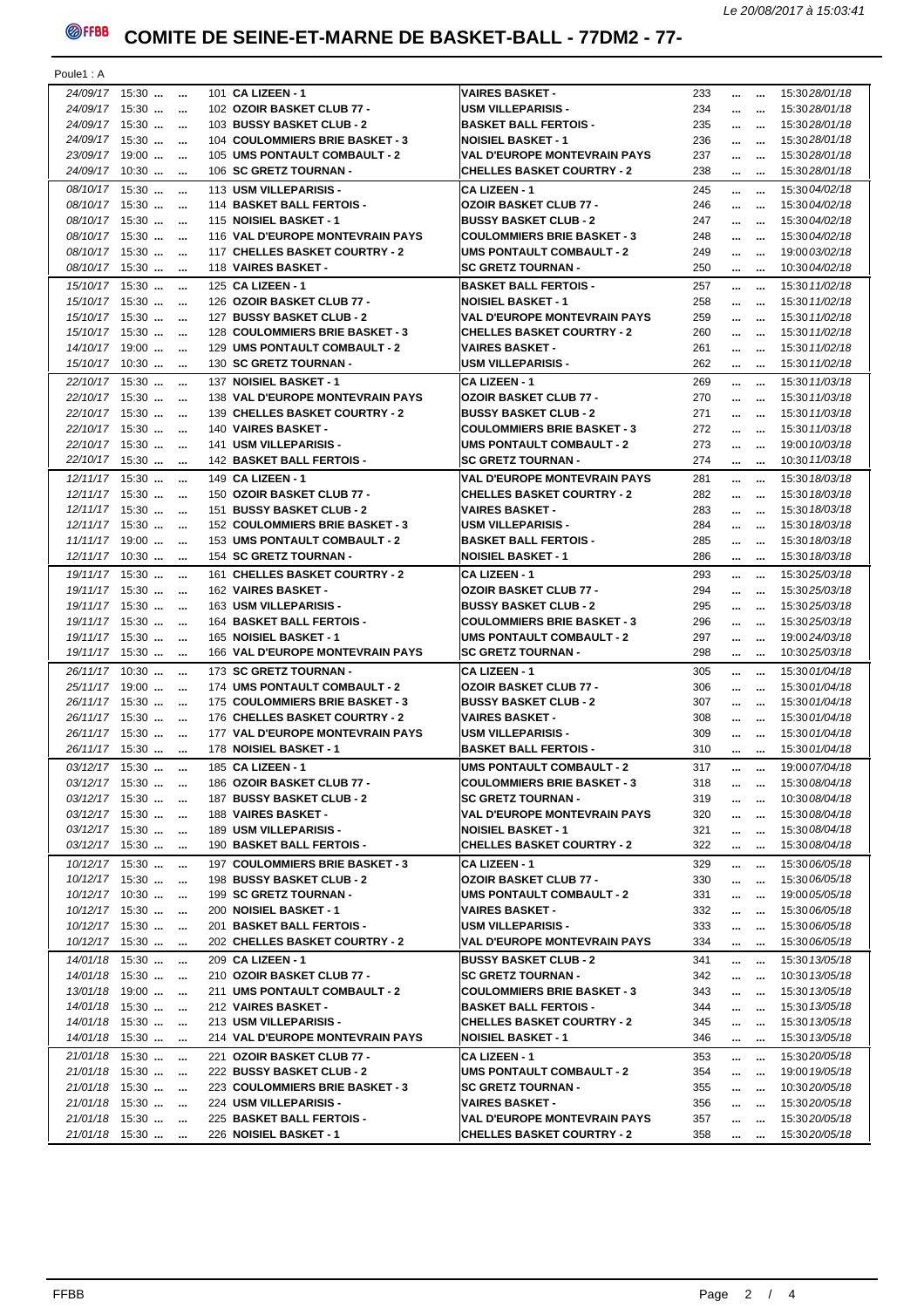# COMITE DE SEINE-ET-MARNE DE BASKET-BALL - 77DM2 - 77-

Poule1 : A

| Date | Heure | | | N° | Domicile | Visiteur | N° | | | Heure | Date |
|---|---|---|---|---|---|---|---|---|---|---|---|
| 24/09/17 | 15:30 | ... | ... | 101 | **CA LIZEEN - 1** | **VAIRES BASKET -** | 233 | ... | ... | 15:30 | 28/01/18 |
| 24/09/17 | 15:30 | ... | ... | 102 | **OZOIR BASKET CLUB 77 -** | **USM VILLEPARISIS -** | 234 | ... | ... | 15:30 | 28/01/18 |
| 24/09/17 | 15:30 | ... | ... | 103 | **BUSSY BASKET CLUB - 2** | **BASKET BALL FERTOIS -** | 235 | ... | ... | 15:30 | 28/01/18 |
| 24/09/17 | 15:30 | ... | ... | 104 | **COULOMMIERS BRIE BASKET - 3** | **NOISIEL BASKET - 1** | 236 | ... | ... | 15:30 | 28/01/18 |
| 23/09/17 | 19:00 | ... | ... | 105 | **UMS PONTAULT COMBAULT - 2** | **VAL D'EUROPE MONTEVRAIN PAYS** | 237 | ... | ... | 15:30 | 28/01/18 |
| 24/09/17 | 10:30 | ... | ... | 106 | **SC GRETZ TOURNAN -** | **CHELLES BASKET COURTRY - 2** | 238 | ... | ... | 15:30 | 28/01/18 |
| 08/10/17 | 15:30 | ... | ... | 113 | **USM VILLEPARISIS -** | **CA LIZEEN - 1** | 245 | ... | ... | 15:30 | 04/02/18 |
| 08/10/17 | 15:30 | ... | ... | 114 | **BASKET BALL FERTOIS -** | **OZOIR BASKET CLUB 77 -** | 246 | ... | ... | 15:30 | 04/02/18 |
| 08/10/17 | 15:30 | ... | ... | 115 | **NOISIEL BASKET - 1** | **BUSSY BASKET CLUB - 2** | 247 | ... | ... | 15:30 | 04/02/18 |
| 08/10/17 | 15:30 | ... | ... | 116 | **VAL D'EUROPE MONTEVRAIN PAYS** | **COULOMMIERS BRIE BASKET - 3** | 248 | ... | ... | 15:30 | 04/02/18 |
| 08/10/17 | 15:30 | ... | ... | 117 | **CHELLES BASKET COURTRY - 2** | **UMS PONTAULT COMBAULT - 2** | 249 | ... | ... | 19:00 | 03/02/18 |
| 08/10/17 | 15:30 | ... | ... | 118 | **VAIRES BASKET -** | **SC GRETZ TOURNAN -** | 250 | ... | ... | 10:30 | 04/02/18 |
| 15/10/17 | 15:30 | ... | ... | 125 | **CA LIZEEN - 1** | **BASKET BALL FERTOIS -** | 257 | ... | ... | 15:30 | 11/02/18 |
| 15/10/17 | 15:30 | ... | ... | 126 | **OZOIR BASKET CLUB 77 -** | **NOISIEL BASKET - 1** | 258 | ... | ... | 15:30 | 11/02/18 |
| 15/10/17 | 15:30 | ... | ... | 127 | **BUSSY BASKET CLUB - 2** | **VAL D'EUROPE MONTEVRAIN PAYS** | 259 | ... | ... | 15:30 | 11/02/18 |
| 15/10/17 | 15:30 | ... | ... | 128 | **COULOMMIERS BRIE BASKET - 3** | **CHELLES BASKET COURTRY - 2** | 260 | ... | ... | 15:30 | 11/02/18 |
| 14/10/17 | 19:00 | ... | ... | 129 | **UMS PONTAULT COMBAULT - 2** | **VAIRES BASKET -** | 261 | ... | ... | 15:30 | 11/02/18 |
| 15/10/17 | 10:30 | ... | ... | 130 | **SC GRETZ TOURNAN -** | **USM VILLEPARISIS -** | 262 | ... | ... | 15:30 | 11/02/18 |
| 22/10/17 | 15:30 | ... | ... | 137 | **NOISIEL BASKET - 1** | **CA LIZEEN - 1** | 269 | ... | ... | 15:30 | 11/03/18 |
| 22/10/17 | 15:30 | ... | ... | 138 | **VAL D'EUROPE MONTEVRAIN PAYS** | **OZOIR BASKET CLUB 77 -** | 270 | ... | ... | 15:30 | 11/03/18 |
| 22/10/17 | 15:30 | ... | ... | 139 | **CHELLES BASKET COURTRY - 2** | **BUSSY BASKET CLUB - 2** | 271 | ... | ... | 15:30 | 11/03/18 |
| 22/10/17 | 15:30 | ... | ... | 140 | **VAIRES BASKET -** | **COULOMMIERS BRIE BASKET - 3** | 272 | ... | ... | 15:30 | 11/03/18 |
| 22/10/17 | 15:30 | ... | ... | 141 | **USM VILLEPARISIS -** | **UMS PONTAULT COMBAULT - 2** | 273 | ... | ... | 19:00 | 10/03/18 |
| 22/10/17 | 15:30 | ... | ... | 142 | **BASKET BALL FERTOIS -** | **SC GRETZ TOURNAN -** | 274 | ... | ... | 10:30 | 11/03/18 |
| 12/11/17 | 15:30 | ... | ... | 149 | **CA LIZEEN - 1** | **VAL D'EUROPE MONTEVRAIN PAYS** | 281 | ... | ... | 15:30 | 18/03/18 |
| 12/11/17 | 15:30 | ... | ... | 150 | **OZOIR BASKET CLUB 77 -** | **CHELLES BASKET COURTRY - 2** | 282 | ... | ... | 15:30 | 18/03/18 |
| 12/11/17 | 15:30 | ... | ... | 151 | **BUSSY BASKET CLUB - 2** | **VAIRES BASKET -** | 283 | ... | ... | 15:30 | 18/03/18 |
| 12/11/17 | 15:30 | ... | ... | 152 | **COULOMMIERS BRIE BASKET - 3** | **USM VILLEPARISIS -** | 284 | ... | ... | 15:30 | 18/03/18 |
| 11/11/17 | 19:00 | ... | ... | 153 | **UMS PONTAULT COMBAULT - 2** | **BASKET BALL FERTOIS -** | 285 | ... | ... | 15:30 | 18/03/18 |
| 12/11/17 | 10:30 | ... | ... | 154 | **SC GRETZ TOURNAN -** | **NOISIEL BASKET - 1** | 286 | ... | ... | 15:30 | 18/03/18 |
| 19/11/17 | 15:30 | ... | ... | 161 | **CHELLES BASKET COURTRY - 2** | **CA LIZEEN - 1** | 293 | ... | ... | 15:30 | 25/03/18 |
| 19/11/17 | 15:30 | ... | ... | 162 | **VAIRES BASKET -** | **OZOIR BASKET CLUB 77 -** | 294 | ... | ... | 15:30 | 25/03/18 |
| 19/11/17 | 15:30 | ... | ... | 163 | **USM VILLEPARISIS -** | **BUSSY BASKET CLUB - 2** | 295 | ... | ... | 15:30 | 25/03/18 |
| 19/11/17 | 15:30 | ... | ... | 164 | **BASKET BALL FERTOIS -** | **COULOMMIERS BRIE BASKET - 3** | 296 | ... | ... | 15:30 | 25/03/18 |
| 19/11/17 | 15:30 | ... | ... | 165 | **NOISIEL BASKET - 1** | **UMS PONTAULT COMBAULT - 2** | 297 | ... | ... | 19:00 | 24/03/18 |
| 19/11/17 | 15:30 | ... | ... | 166 | **VAL D'EUROPE MONTEVRAIN PAYS** | **SC GRETZ TOURNAN -** | 298 | ... | ... | 10:30 | 25/03/18 |
| 26/11/17 | 10:30 | ... | ... | 173 | **SC GRETZ TOURNAN -** | **CA LIZEEN - 1** | 305 | ... | ... | 15:30 | 01/04/18 |
| 25/11/17 | 19:00 | ... | ... | 174 | **UMS PONTAULT COMBAULT - 2** | **OZOIR BASKET CLUB 77 -** | 306 | ... | ... | 15:30 | 01/04/18 |
| 26/11/17 | 15:30 | ... | ... | 175 | **COULOMMIERS BRIE BASKET - 3** | **BUSSY BASKET CLUB - 2** | 307 | ... | ... | 15:30 | 01/04/18 |
| 26/11/17 | 15:30 | ... | ... | 176 | **CHELLES BASKET COURTRY - 2** | **VAIRES BASKET -** | 308 | ... | ... | 15:30 | 01/04/18 |
| 26/11/17 | 15:30 | ... | ... | 177 | **VAL D'EUROPE MONTEVRAIN PAYS** | **USM VILLEPARISIS -** | 309 | ... | ... | 15:30 | 01/04/18 |
| 26/11/17 | 15:30 | ... | ... | 178 | **NOISIEL BASKET - 1** | **BASKET BALL FERTOIS -** | 310 | ... | ... | 15:30 | 01/04/18 |
| 03/12/17 | 15:30 | ... | ... | 185 | **CA LIZEEN - 1** | **UMS PONTAULT COMBAULT - 2** | 317 | ... | ... | 19:00 | 07/04/18 |
| 03/12/17 | 15:30 | ... | ... | 186 | **OZOIR BASKET CLUB 77 -** | **COULOMMIERS BRIE BASKET - 3** | 318 | ... | ... | 15:30 | 08/04/18 |
| 03/12/17 | 15:30 | ... | ... | 187 | **BUSSY BASKET CLUB - 2** | **SC GRETZ TOURNAN -** | 319 | ... | ... | 10:30 | 08/04/18 |
| 03/12/17 | 15:30 | ... | ... | 188 | **VAIRES BASKET -** | **VAL D'EUROPE MONTEVRAIN PAYS** | 320 | ... | ... | 15:30 | 08/04/18 |
| 03/12/17 | 15:30 | ... | ... | 189 | **USM VILLEPARISIS -** | **NOISIEL BASKET - 1** | 321 | ... | ... | 15:30 | 08/04/18 |
| 03/12/17 | 15:30 | ... | ... | 190 | **BASKET BALL FERTOIS -** | **CHELLES BASKET COURTRY - 2** | 322 | ... | ... | 15:30 | 08/04/18 |
| 10/12/17 | 15:30 | ... | ... | 197 | **COULOMMIERS BRIE BASKET - 3** | **CA LIZEEN - 1** | 329 | ... | ... | 15:30 | 06/05/18 |
| 10/12/17 | 15:30 | ... | ... | 198 | **BUSSY BASKET CLUB - 2** | **OZOIR BASKET CLUB 77 -** | 330 | ... | ... | 15:30 | 06/05/18 |
| 10/12/17 | 10:30 | ... | ... | 199 | **SC GRETZ TOURNAN -** | **UMS PONTAULT COMBAULT - 2** | 331 | ... | ... | 19:00 | 05/05/18 |
| 10/12/17 | 15:30 | ... | ... | 200 | **NOISIEL BASKET - 1** | **VAIRES BASKET -** | 332 | ... | ... | 15:30 | 06/05/18 |
| 10/12/17 | 15:30 | ... | ... | 201 | **BASKET BALL FERTOIS -** | **USM VILLEPARISIS -** | 333 | ... | ... | 15:30 | 06/05/18 |
| 10/12/17 | 15:30 | ... | ... | 202 | **CHELLES BASKET COURTRY - 2** | **VAL D'EUROPE MONTEVRAIN PAYS** | 334 | ... | ... | 15:30 | 06/05/18 |
| 14/01/18 | 15:30 | ... | ... | 209 | **CA LIZEEN - 1** | **BUSSY BASKET CLUB - 2** | 341 | ... | ... | 15:30 | 13/05/18 |
| 14/01/18 | 15:30 | ... | ... | 210 | **OZOIR BASKET CLUB 77 -** | **SC GRETZ TOURNAN -** | 342 | ... | ... | 10:30 | 13/05/18 |
| 13/01/18 | 19:00 | ... | ... | 211 | **UMS PONTAULT COMBAULT - 2** | **COULOMMIERS BRIE BASKET - 3** | 343 | ... | ... | 15:30 | 13/05/18 |
| 14/01/18 | 15:30 | ... | ... | 212 | **VAIRES BASKET -** | **BASKET BALL FERTOIS -** | 344 | ... | ... | 15:30 | 13/05/18 |
| 14/01/18 | 15:30 | ... | ... | 213 | **USM VILLEPARISIS -** | **CHELLES BASKET COURTRY - 2** | 345 | ... | ... | 15:30 | 13/05/18 |
| 14/01/18 | 15:30 | ... | ... | 214 | **VAL D'EUROPE MONTEVRAIN PAYS** | **NOISIEL BASKET - 1** | 346 | ... | ... | 15:30 | 13/05/18 |
| 21/01/18 | 15:30 | ... | ... | 221 | **OZOIR BASKET CLUB 77 -** | **CA LIZEEN - 1** | 353 | ... | ... | 15:30 | 20/05/18 |
| 21/01/18 | 15:30 | ... | ... | 222 | **BUSSY BASKET CLUB - 2** | **UMS PONTAULT COMBAULT - 2** | 354 | ... | ... | 19:00 | 19/05/18 |
| 21/01/18 | 15:30 | ... | ... | 223 | **COULOMMIERS BRIE BASKET - 3** | **SC GRETZ TOURNAN -** | 355 | ... | ... | 10:30 | 20/05/18 |
| 21/01/18 | 15:30 | ... | ... | 224 | **USM VILLEPARISIS -** | **VAIRES BASKET -** | 356 | ... | ... | 15:30 | 20/05/18 |
| 21/01/18 | 15:30 | ... | ... | 225 | **BASKET BALL FERTOIS -** | **VAL D'EUROPE MONTEVRAIN PAYS** | 357 | ... | ... | 15:30 | 20/05/18 |
| 21/01/18 | 15:30 | ... | ... | 226 | **NOISIEL BASKET - 1** | **CHELLES BASKET COURTRY - 2** | 358 | ... | ... | 15:30 | 20/05/18 |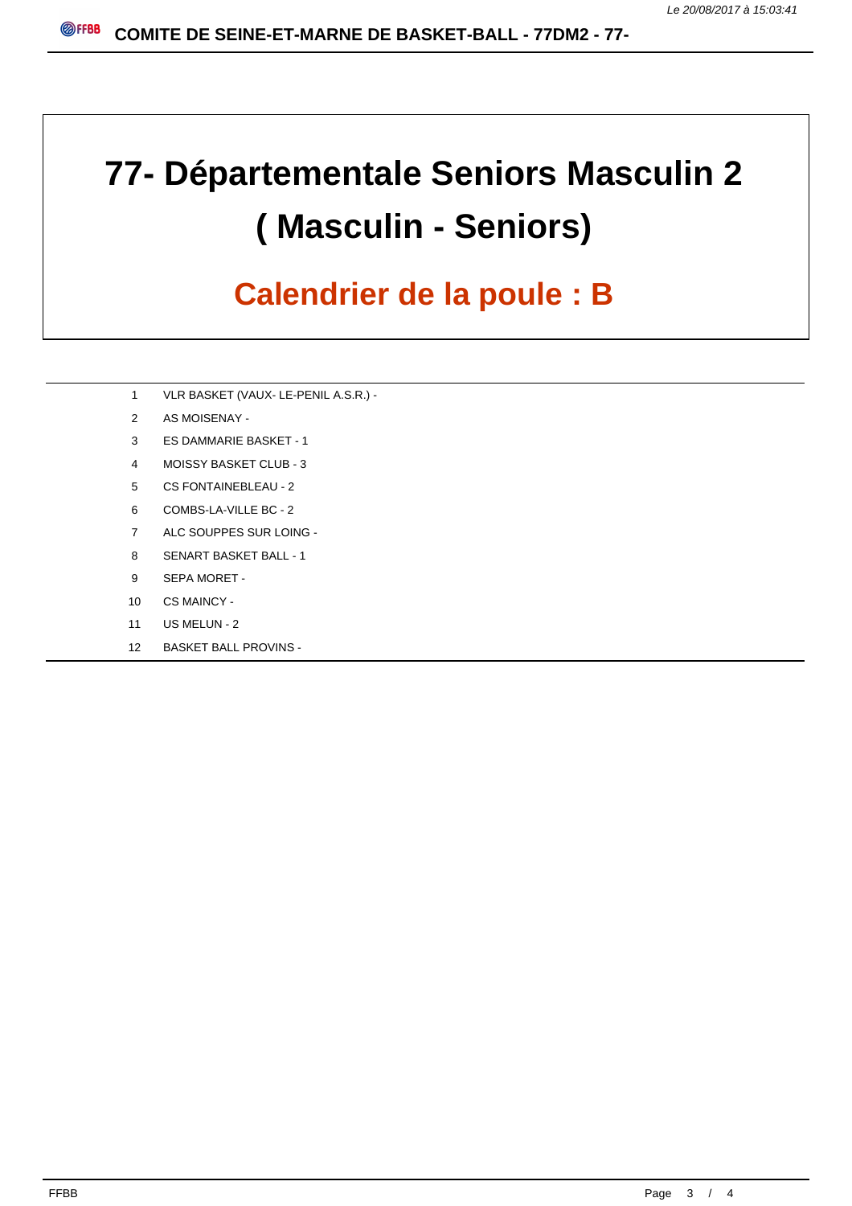# 77- Départementale Seniors Masculin 2
# ( Masculin - Seniors)

## Calendrier de la poule : B

| | |
|---|---|
| 1 | VLR BASKET (VAUX- LE-PENIL A.S.R.) - |
| 2 | AS MOISENAY - |
| 3 | ES DAMMARIE BASKET - 1 |
| 4 | MOISSY BASKET CLUB - 3 |
| 5 | CS FONTAINEBLEAU - 2 |
| 6 | COMBS-LA-VILLE BC - 2 |
| 7 | ALC SOUPPES SUR LOING - |
| 8 | SENART BASKET BALL - 1 |
| 9 | SEPA MORET - |
| 10 | CS MAINCY - |
| 11 | US MELUN - 2 |
| 12 | BASKET BALL PROVINS - |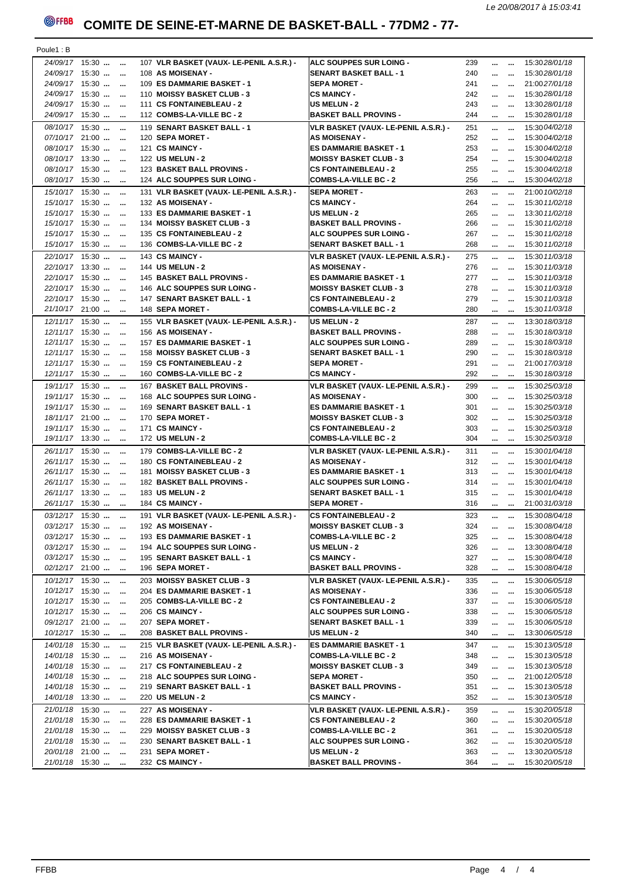# COMITE DE SEINE-ET-MARNE DE BASKET-BALL - 77DM2 - 77-

Poule1 : B

| | | | | | | | | | |
|---|---|---|---|---|---|---|---|---|---|
| 24/09/17 | 15:30 ... | ... | 107 **VLR BASKET (VAUX- LE-PENIL A.S.R.) -** | **ALC SOUPPES SUR LOING -** | 239 | ... | ... | 15:30 | 28/01/18 |
| 24/09/17 | 15:30 ... | ... | 108 **AS MOISENAY -** | **SENART BASKET BALL - 1** | 240 | ... | ... | 15:30 | 28/01/18 |
| 24/09/17 | 15:30 ... | ... | 109 **ES DAMMARIE BASKET - 1** | **SEPA MORET -** | 241 | ... | ... | 21:00 | 27/01/18 |
| 24/09/17 | 15:30 ... | ... | 110 **MOISSY BASKET CLUB - 3** | **CS MAINCY -** | 242 | ... | ... | 15:30 | 28/01/18 |
| 24/09/17 | 15:30 ... | ... | 111 **CS FONTAINEBLEAU - 2** | **US MELUN - 2** | 243 | ... | ... | 13:30 | 28/01/18 |
| 24/09/17 | 15:30 ... | ... | 112 **COMBS-LA-VILLE BC - 2** | **BASKET BALL PROVINS -** | 244 | ... | ... | 15:30 | 28/01/18 |
| 08/10/17 | 15:30 ... | ... | 119 **SENART BASKET BALL - 1** | **VLR BASKET (VAUX- LE-PENIL A.S.R.) -** | 251 | ... | ... | 15:30 | 04/02/18 |
| 07/10/17 | 21:00 ... | ... | 120 **SEPA MORET -** | **AS MOISENAY -** | 252 | ... | ... | 15:30 | 04/02/18 |
| 08/10/17 | 15:30 ... | ... | 121 **CS MAINCY -** | **ES DAMMARIE BASKET - 1** | 253 | ... | ... | 15:30 | 04/02/18 |
| 08/10/17 | 13:30 ... | ... | 122 **US MELUN - 2** | **MOISSY BASKET CLUB - 3** | 254 | ... | ... | 15:30 | 04/02/18 |
| 08/10/17 | 15:30 ... | ... | 123 **BASKET BALL PROVINS -** | **CS FONTAINEBLEAU - 2** | 255 | ... | ... | 15:30 | 04/02/18 |
| 08/10/17 | 15:30 ... | ... | 124 **ALC SOUPPES SUR LOING -** | **COMBS-LA-VILLE BC - 2** | 256 | ... | ... | 15:30 | 04/02/18 |
| 15/10/17 | 15:30 ... | ... | 131 **VLR BASKET (VAUX- LE-PENIL A.S.R.) -** | **SEPA MORET -** | 263 | ... | ... | 21:00 | 10/02/18 |
| 15/10/17 | 15:30 ... | ... | 132 **AS MOISENAY -** | **CS MAINCY -** | 264 | ... | ... | 15:30 | 11/02/18 |
| 15/10/17 | 15:30 ... | ... | 133 **ES DAMMARIE BASKET - 1** | **US MELUN - 2** | 265 | ... | ... | 13:30 | 11/02/18 |
| 15/10/17 | 15:30 ... | ... | 134 **MOISSY BASKET CLUB - 3** | **BASKET BALL PROVINS -** | 266 | ... | ... | 15:30 | 11/02/18 |
| 15/10/17 | 15:30 ... | ... | 135 **CS FONTAINEBLEAU - 2** | **ALC SOUPPES SUR LOING -** | 267 | ... | ... | 15:30 | 11/02/18 |
| 15/10/17 | 15:30 ... | ... | 136 **COMBS-LA-VILLE BC - 2** | **SENART BASKET BALL - 1** | 268 | ... | ... | 15:30 | 11/02/18 |
| 22/10/17 | 15:30 ... | ... | 143 **CS MAINCY -** | **VLR BASKET (VAUX- LE-PENIL A.S.R.) -** | 275 | ... | ... | 15:30 | 11/03/18 |
| 22/10/17 | 13:30 ... | ... | 144 **US MELUN - 2** | **AS MOISENAY -** | 276 | ... | ... | 15:30 | 11/03/18 |
| 22/10/17 | 15:30 ... | ... | 145 **BASKET BALL PROVINS -** | **ES DAMMARIE BASKET - 1** | 277 | ... | ... | 15:30 | 11/03/18 |
| 22/10/17 | 15:30 ... | ... | 146 **ALC SOUPPES SUR LOING -** | **MOISSY BASKET CLUB - 3** | 278 | ... | ... | 15:30 | 11/03/18 |
| 22/10/17 | 15:30 ... | ... | 147 **SENART BASKET BALL - 1** | **CS FONTAINEBLEAU - 2** | 279 | ... | ... | 15:30 | 11/03/18 |
| 21/10/17 | 21:00 ... | ... | 148 **SEPA MORET -** | **COMBS-LA-VILLE BC - 2** | 280 | ... | ... | 15:30 | 11/03/18 |
| 12/11/17 | 15:30 ... | ... | 155 **VLR BASKET (VAUX- LE-PENIL A.S.R.) -** | **US MELUN - 2** | 287 | ... | ... | 13:30 | 18/03/18 |
| 12/11/17 | 15:30 ... | ... | 156 **AS MOISENAY -** | **BASKET BALL PROVINS -** | 288 | ... | ... | 15:30 | 18/03/18 |
| 12/11/17 | 15:30 ... | ... | 157 **ES DAMMARIE BASKET - 1** | **ALC SOUPPES SUR LOING -** | 289 | ... | ... | 15:30 | 18/03/18 |
| 12/11/17 | 15:30 ... | ... | 158 **MOISSY BASKET CLUB - 3** | **SENART BASKET BALL - 1** | 290 | ... | ... | 15:30 | 18/03/18 |
| 12/11/17 | 15:30 ... | ... | 159 **CS FONTAINEBLEAU - 2** | **SEPA MORET -** | 291 | ... | ... | 21:00 | 17/03/18 |
| 12/11/17 | 15:30 ... | ... | 160 **COMBS-LA-VILLE BC - 2** | **CS MAINCY -** | 292 | ... | ... | 15:30 | 18/03/18 |
| 19/11/17 | 15:30 ... | ... | 167 **BASKET BALL PROVINS -** | **VLR BASKET (VAUX- LE-PENIL A.S.R.) -** | 299 | ... | ... | 15:30 | 25/03/18 |
| 19/11/17 | 15:30 ... | ... | 168 **ALC SOUPPES SUR LOING -** | **AS MOISENAY -** | 300 | ... | ... | 15:30 | 25/03/18 |
| 19/11/17 | 15:30 ... | ... | 169 **SENART BASKET BALL - 1** | **ES DAMMARIE BASKET - 1** | 301 | ... | ... | 15:30 | 25/03/18 |
| 18/11/17 | 21:00 ... | ... | 170 **SEPA MORET -** | **MOISSY BASKET CLUB - 3** | 302 | ... | ... | 15:30 | 25/03/18 |
| 19/11/17 | 15:30 ... | ... | 171 **CS MAINCY -** | **CS FONTAINEBLEAU - 2** | 303 | ... | ... | 15:30 | 25/03/18 |
| 19/11/17 | 13:30 ... | ... | 172 **US MELUN - 2** | **COMBS-LA-VILLE BC - 2** | 304 | ... | ... | 15:30 | 25/03/18 |
| 26/11/17 | 15:30 ... | ... | 179 **COMBS-LA-VILLE BC - 2** | **VLR BASKET (VAUX- LE-PENIL A.S.R.) -** | 311 | ... | ... | 15:30 | 01/04/18 |
| 26/11/17 | 15:30 ... | ... | 180 **CS FONTAINEBLEAU - 2** | **AS MOISENAY -** | 312 | ... | ... | 15:30 | 01/04/18 |
| 26/11/17 | 15:30 ... | ... | 181 **MOISSY BASKET CLUB - 3** | **ES DAMMARIE BASKET - 1** | 313 | ... | ... | 15:30 | 01/04/18 |
| 26/11/17 | 15:30 ... | ... | 182 **BASKET BALL PROVINS -** | **ALC SOUPPES SUR LOING -** | 314 | ... | ... | 15:30 | 01/04/18 |
| 26/11/17 | 13:30 ... | ... | 183 **US MELUN - 2** | **SENART BASKET BALL - 1** | 315 | ... | ... | 15:30 | 01/04/18 |
| 26/11/17 | 15:30 ... | ... | 184 **CS MAINCY -** | **SEPA MORET -** | 316 | ... | ... | 21:00 | 31/03/18 |
| 03/12/17 | 15:30 ... | ... | 191 **VLR BASKET (VAUX- LE-PENIL A.S.R.) -** | **CS FONTAINEBLEAU - 2** | 323 | ... | ... | 15:30 | 08/04/18 |
| 03/12/17 | 15:30 ... | ... | 192 **AS MOISENAY -** | **MOISSY BASKET CLUB - 3** | 324 | ... | ... | 15:30 | 08/04/18 |
| 03/12/17 | 15:30 ... | ... | 193 **ES DAMMARIE BASKET - 1** | **COMBS-LA-VILLE BC - 2** | 325 | ... | ... | 15:30 | 08/04/18 |
| 03/12/17 | 15:30 ... | ... | 194 **ALC SOUPPES SUR LOING -** | **US MELUN - 2** | 326 | ... | ... | 13:30 | 08/04/18 |
| 03/12/17 | 15:30 ... | ... | 195 **SENART BASKET BALL - 1** | **CS MAINCY -** | 327 | ... | ... | 15:30 | 08/04/18 |
| 02/12/17 | 21:00 ... | ... | 196 **SEPA MORET -** | **BASKET BALL PROVINS -** | 328 | ... | ... | 15:30 | 08/04/18 |
| 10/12/17 | 15:30 ... | ... | 203 **MOISSY BASKET CLUB - 3** | **VLR BASKET (VAUX- LE-PENIL A.S.R.) -** | 335 | ... | ... | 15:30 | 06/05/18 |
| 10/12/17 | 15:30 ... | ... | 204 **ES DAMMARIE BASKET - 1** | **AS MOISENAY -** | 336 | ... | ... | 15:30 | 06/05/18 |
| 10/12/17 | 15:30 ... | ... | 205 **COMBS-LA-VILLE BC - 2** | **CS FONTAINEBLEAU - 2** | 337 | ... | ... | 15:30 | 06/05/18 |
| 10/12/17 | 15:30 ... | ... | 206 **CS MAINCY -** | **ALC SOUPPES SUR LOING -** | 338 | ... | ... | 15:30 | 06/05/18 |
| 09/12/17 | 21:00 ... | ... | 207 **SEPA MORET -** | **SENART BASKET BALL - 1** | 339 | ... | ... | 15:30 | 06/05/18 |
| 10/12/17 | 15:30 ... | ... | 208 **BASKET BALL PROVINS -** | **US MELUN - 2** | 340 | ... | ... | 13:30 | 06/05/18 |
| 14/01/18 | 15:30 ... | ... | 215 **VLR BASKET (VAUX- LE-PENIL A.S.R.) -** | **ES DAMMARIE BASKET - 1** | 347 | ... | ... | 15:30 | 13/05/18 |
| 14/01/18 | 15:30 ... | ... | 216 **AS MOISENAY -** | **COMBS-LA-VILLE BC - 2** | 348 | ... | ... | 15:30 | 13/05/18 |
| 14/01/18 | 15:30 ... | ... | 217 **CS FONTAINEBLEAU - 2** | **MOISSY BASKET CLUB - 3** | 349 | ... | ... | 15:30 | 13/05/18 |
| 14/01/18 | 15:30 ... | ... | 218 **ALC SOUPPES SUR LOING -** | **SEPA MORET -** | 350 | ... | ... | 21:00 | 12/05/18 |
| 14/01/18 | 15:30 ... | ... | 219 **SENART BASKET BALL - 1** | **BASKET BALL PROVINS -** | 351 | ... | ... | 15:30 | 13/05/18 |
| 14/01/18 | 13:30 ... | ... | 220 **US MELUN - 2** | **CS MAINCY -** | 352 | ... | ... | 15:30 | 13/05/18 |
| 21/01/18 | 15:30 ... | ... | 227 **AS MOISENAY -** | **VLR BASKET (VAUX- LE-PENIL A.S.R.) -** | 359 | ... | ... | 15:30 | 20/05/18 |
| 21/01/18 | 15:30 ... | ... | 228 **ES DAMMARIE BASKET - 1** | **CS FONTAINEBLEAU - 2** | 360 | ... | ... | 15:30 | 20/05/18 |
| 21/01/18 | 15:30 ... | ... | 229 **MOISSY BASKET CLUB - 3** | **COMBS-LA-VILLE BC - 2** | 361 | ... | ... | 15:30 | 20/05/18 |
| 21/01/18 | 15:30 ... | ... | 230 **SENART BASKET BALL - 1** | **ALC SOUPPES SUR LOING -** | 362 | ... | ... | 15:30 | 20/05/18 |
| 20/01/18 | 21:00 ... | ... | 231 **SEPA MORET -** | **US MELUN - 2** | 363 | ... | ... | 13:30 | 20/05/18 |
| 21/01/18 | 15:30 ... | ... | 232 **CS MAINCY -** | **BASKET BALL PROVINS -** | 364 | ... | ... | 15:30 | 20/05/18 |